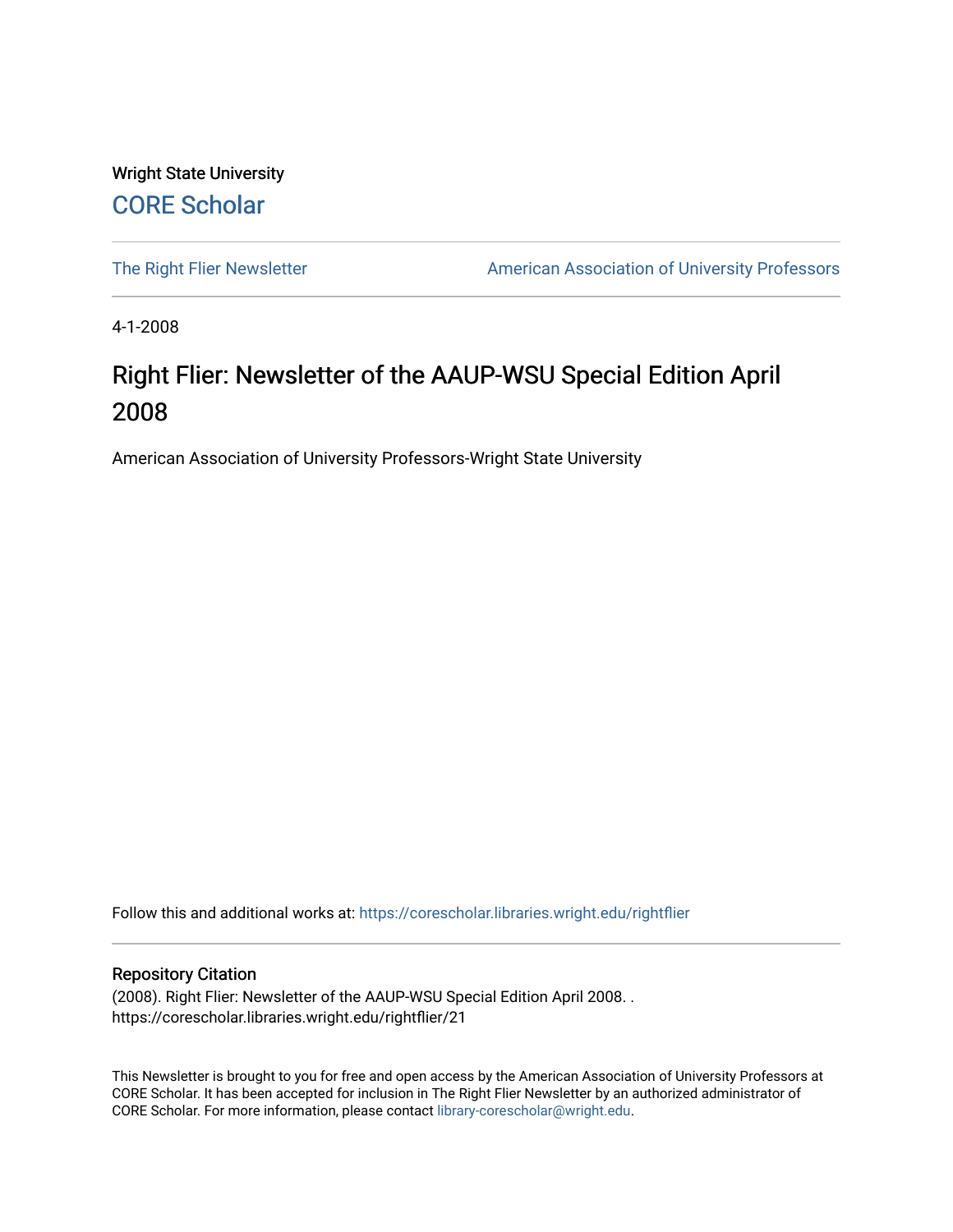Wright State University

CORE Scholar

The Right Flier Newsletter

American Association of University Professors

4-1-2008

# Right Flier: Newsletter of the AAUP-WSU Special Edition April 2008

American Association of University Professors-Wright State University

Follow this and additional works at: https://corescholar.libraries.wright.edu/rightflier

## Repository Citation

(2008). Right Flier: Newsletter of the AAUP-WSU Special Edition April 2008. .
https://corescholar.libraries.wright.edu/rightflier/21

This Newsletter is brought to you for free and open access by the American Association of University Professors at CORE Scholar. It has been accepted for inclusion in The Right Flier Newsletter by an authorized administrator of CORE Scholar. For more information, please contact library-corescholar@wright.edu.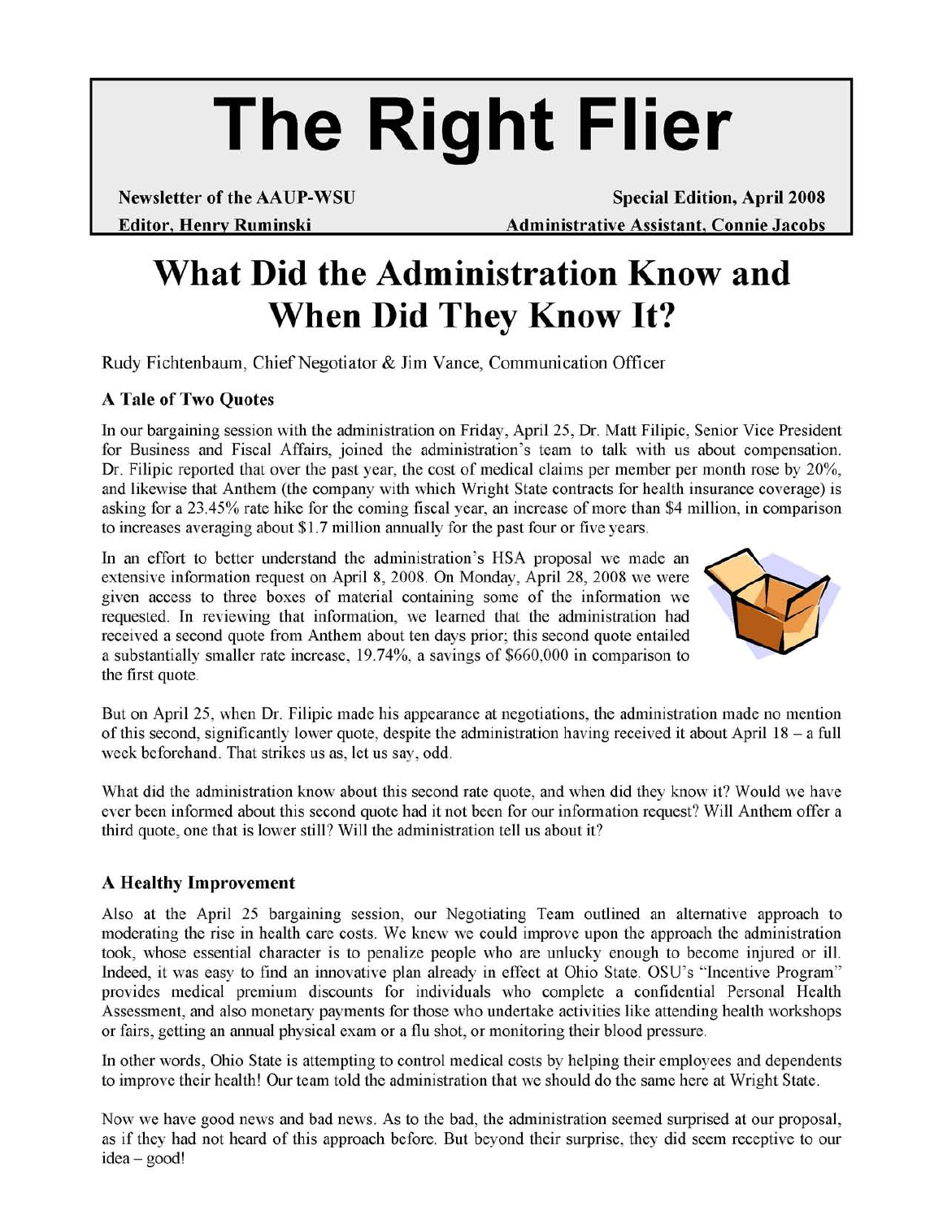# The Right Flier

**Newsletter of the AAUP-WSU** **Special Edition, April 2008**

**Editor, Henry Ruminski** **Administrative Assistant, Connie Jacobs**

# What Did the Administration Know and When Did They Know It?

Rudy Fichtenbaum, Chief Negotiator & Jim Vance, Communication Officer

### A Tale of Two Quotes

In our bargaining session with the administration on Friday, April 25, Dr. Matt Filipic, Senior Vice President for Business and Fiscal Affairs, joined the administration's team to talk with us about compensation. Dr. Filipic reported that over the past year, the cost of medical claims per member per month rose by 20%, and likewise that Anthem (the company with which Wright State contracts for health insurance coverage) is asking for a 23.45% rate hike for the coming fiscal year, an increase of more than $4 million, in comparison to increases averaging about $1.7 million annually for the past four or five years.

In an effort to better understand the administration's HSA proposal we made an extensive information request on April 8, 2008. On Monday, April 28, 2008 we were given access to three boxes of material containing some of the information we requested. In reviewing that information, we learned that the administration had received a second quote from Anthem about ten days prior; this second quote entailed a substantially smaller rate increase, 19.74%, a savings of $660,000 in comparison to the first quote.

But on April 25, when Dr. Filipic made his appearance at negotiations, the administration made no mention of this second, significantly lower quote, despite the administration having received it about April 18 – a full week beforehand. That strikes us as, let us say, odd.

What did the administration know about this second rate quote, and when did they know it? Would we have ever been informed about this second quote had it not been for our information request? Will Anthem offer a third quote, one that is lower still? Will the administration tell us about it?

### A Healthy Improvement

Also at the April 25 bargaining session, our Negotiating Team outlined an alternative approach to moderating the rise in health care costs. We knew we could improve upon the approach the administration took, whose essential character is to penalize people who are unlucky enough to become injured or ill. Indeed, it was easy to find an innovative plan already in effect at Ohio State. OSU's "Incentive Program" provides medical premium discounts for individuals who complete a confidential Personal Health Assessment, and also monetary payments for those who undertake activities like attending health workshops or fairs, getting an annual physical exam or a flu shot, or monitoring their blood pressure.

In other words, Ohio State is attempting to control medical costs by helping their employees and dependents to improve their health! Our team told the administration that we should do the same here at Wright State.

Now we have good news and bad news. As to the bad, the administration seemed surprised at our proposal, as if they had not heard of this approach before. But beyond their surprise, they did seem receptive to our idea – good!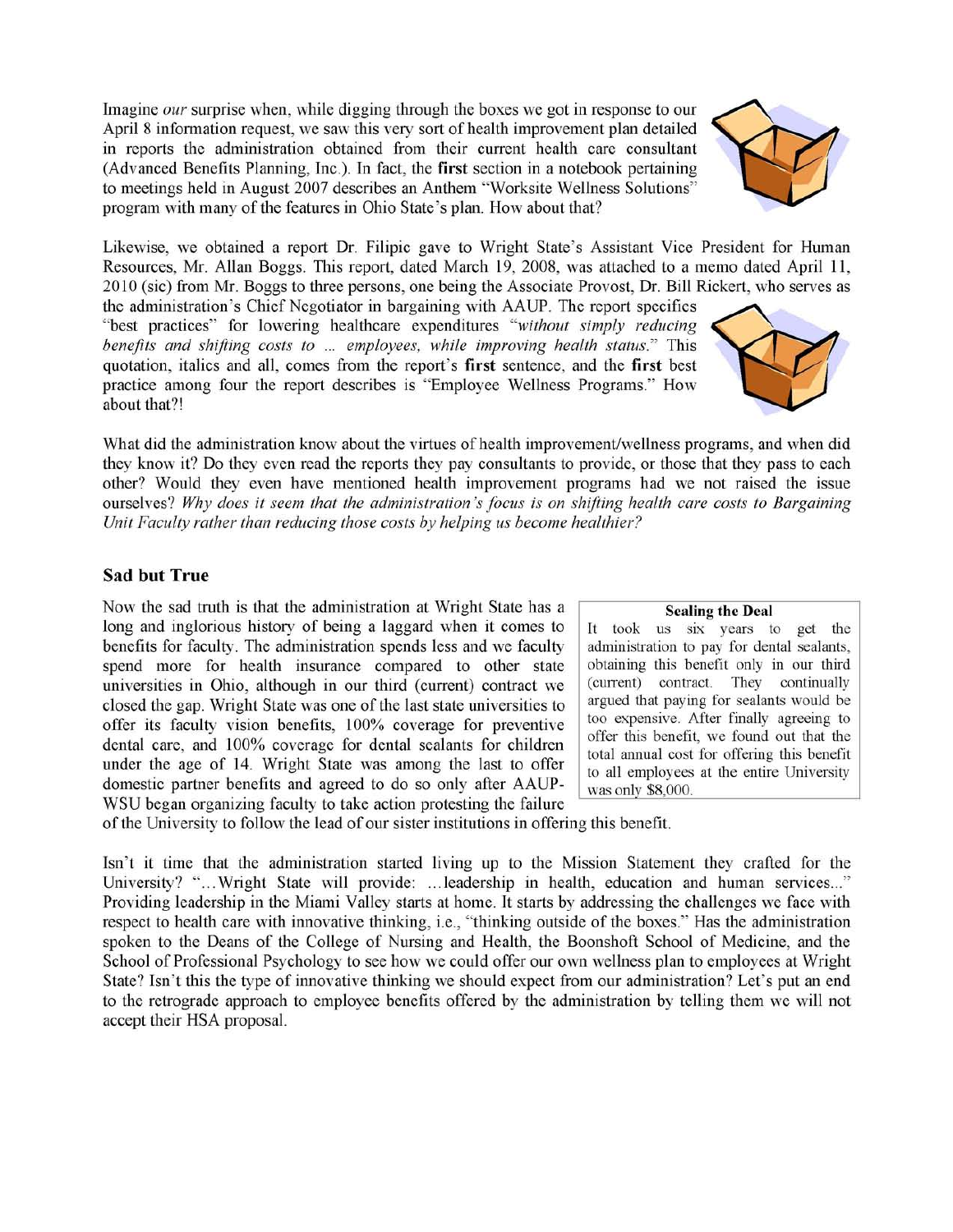Imagine *our* surprise when, while digging through the boxes we got in response to our April 8 information request, we saw this very sort of health improvement plan detailed in reports the administration obtained from their current health care consultant (Advanced Benefits Planning, Inc.). In fact, the **first** section in a notebook pertaining to meetings held in August 2007 describes an Anthem "Worksite Wellness Solutions" program with many of the features in Ohio State's plan. How about that?

Likewise, we obtained a report Dr. Filipic gave to Wright State's Assistant Vice President for Human Resources, Mr. Allan Boggs. This report, dated March 19, 2008, was attached to a memo dated April 11, 2010 (sic) from Mr. Boggs to three persons, one being the Associate Provost, Dr. Bill Rickert, who serves as the administration's Chief Negotiator in bargaining with AAUP. The report specifies "best practices" for lowering healthcare expenditures "*without simply reducing benefits and shifting costs to ... employees, while improving health status.*" This quotation, italics and all, comes from the report's **first** sentence, and the **first** best practice among four the report describes is "Employee Wellness Programs." How about that?!

What did the administration know about the virtues of health improvement/wellness programs, and when did they know it? Do they even read the reports they pay consultants to provide, or those that they pass to each other? Would they even have mentioned health improvement programs had we not raised the issue ourselves? *Why does it seem that the administration's focus is on shifting health care costs to Bargaining Unit Faculty rather than reducing those costs by helping us become healthier?*

## Sad but True

Now the sad truth is that the administration at Wright State has a long and inglorious history of being a laggard when it comes to benefits for faculty. The administration spends less and we faculty spend more for health insurance compared to other state universities in Ohio, although in our third (current) contract we closed the gap. Wright State was one of the last state universities to offer its faculty vision benefits, 100% coverage for preventive dental care, and 100% coverage for dental sealants for children under the age of 14. Wright State was among the last to offer domestic partner benefits and agreed to do so only after AAUP-WSU began organizing faculty to take action protesting the failure of the University to follow the lead of our sister institutions in offering this benefit.

> **Sealing the Deal**
>
> It took us six years to get the administration to pay for dental sealants, obtaining this benefit only in our third (current) contract. They continually argued that paying for sealants would be too expensive. After finally agreeing to offer this benefit, we found out that the total annual cost for offering this benefit to all employees at the entire University was only $8,000.

Isn't it time that the administration started living up to the Mission Statement they crafted for the University? "...Wright State will provide: ...leadership in health, education and human services..." Providing leadership in the Miami Valley starts at home. It starts by addressing the challenges we face with respect to health care with innovative thinking, i.e., "thinking outside of the boxes." Has the administration spoken to the Deans of the College of Nursing and Health, the Boonshoft School of Medicine, and the School of Professional Psychology to see how we could offer our own wellness plan to employees at Wright State? Isn't this the type of innovative thinking we should expect from our administration? Let's put an end to the retrograde approach to employee benefits offered by the administration by telling them we will not accept their HSA proposal.